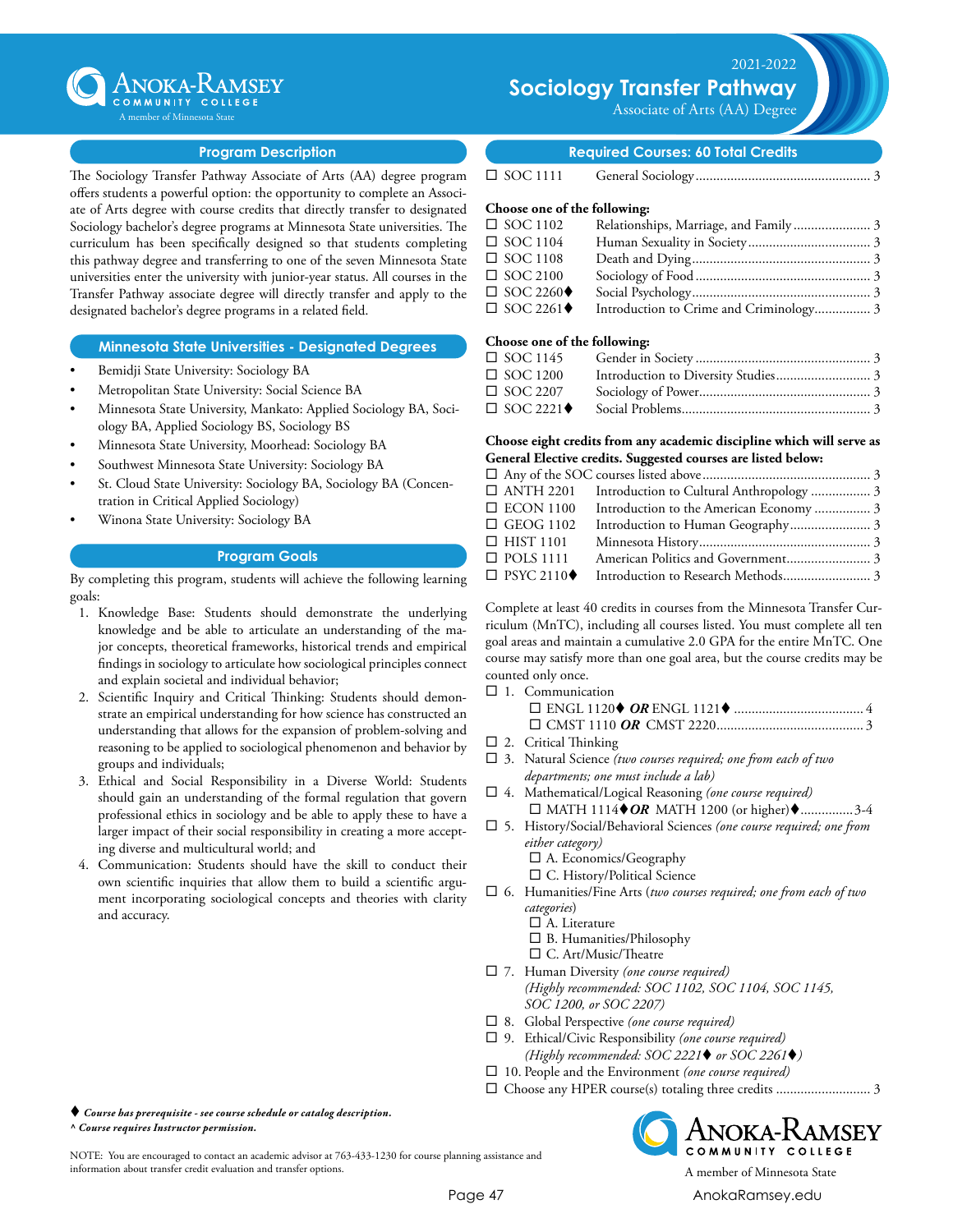# Sociology Transfer Pathway

2021-2022

Associate of Arts (AA) Degree

Anoka-Ramsey Community College — A member of Minnesota State

## Program Description

The Sociology Transfer Pathway Associate of Arts (AA) degree program offers students a powerful option: the opportunity to complete an Associate of Arts degree with course credits that directly transfer to designated Sociology bachelor's degree programs at Minnesota State universities. The curriculum has been specifically designed so that students completing this pathway degree and transferring to one of the seven Minnesota State universities enter the university with junior-year status. All courses in the Transfer Pathway associate degree will directly transfer and apply to the designated bachelor's degree programs in a related field.

## Minnesota State Universities - Designated Degrees

- Bemidji State University: Sociology BA
- Metropolitan State University: Social Science BA
- Minnesota State University, Mankato: Applied Sociology BA, Sociology BA, Applied Sociology BS, Sociology BS
- Minnesota State University, Moorhead: Sociology BA
- Southwest Minnesota State University: Sociology BA
- St. Cloud State University: Sociology BA, Sociology BA (Concentration in Critical Applied Sociology)
- Winona State University: Sociology BA

## Program Goals

By completing this program, students will achieve the following learning goals:

1. Knowledge Base: Students should demonstrate the underlying knowledge and be able to articulate an understanding of the major concepts, theoretical frameworks, historical trends and empirical findings in sociology to articulate how sociological principles connect and explain societal and individual behavior;
2. Scientific Inquiry and Critical Thinking: Students should demonstrate an empirical understanding for how science has constructed an understanding that allows for the expansion of problem-solving and reasoning to be applied to sociological phenomenon and behavior by groups and individuals;
3. Ethical and Social Responsibility in a Diverse World: Students should gain an understanding of the formal regulation that govern professional ethics in sociology and be able to apply these to have a larger impact of their social responsibility in creating a more accepting diverse and multicultural world; and
4. Communication: Students should have the skill to conduct their own scientific inquiries that allow them to build a scientific argument incorporating sociological concepts and theories with clarity and accuracy.

## Required Courses: 60 Total Credits

☐ SOC 1111 General Sociology ........ 3

**Choose one of the following:**

☐ SOC 1102 Relationships, Marriage, and Family ........ 3
☐ SOC 1104 Human Sexuality in Society ........ 3
☐ SOC 1108 Death and Dying ........ 3
☐ SOC 2100 Sociology of Food ........ 3
☐ SOC 2260♦ Social Psychology ........ 3
☐ SOC 2261♦ Introduction to Crime and Criminology ........ 3

**Choose one of the following:**

☐ SOC 1145 Gender in Society ........ 3
☐ SOC 1200 Introduction to Diversity Studies ........ 3
☐ SOC 2207 Sociology of Power ........ 3
☐ SOC 2221♦ Social Problems ........ 3

**Choose eight credits from any academic discipline which will serve as General Elective credits. Suggested courses are listed below:**

☐ Any of the SOC courses listed above ........ 3
☐ ANTH 2201 Introduction to Cultural Anthropology ........ 3
☐ ECON 1100 Introduction to the American Economy ........ 3
☐ GEOG 1102 Introduction to Human Geography ........ 3
☐ HIST 1101 Minnesota History ........ 3
☐ POLS 1111 American Politics and Government ........ 3
☐ PSYC 2110♦ Introduction to Research Methods ........ 3

Complete at least 40 credits in courses from the Minnesota Transfer Curriculum (MnTC), including all courses listed. You must complete all ten goal areas and maintain a cumulative 2.0 GPA for the entire MnTC. One course may satisfy more than one goal area, but the course credits may be counted only once.

☐ 1. Communication
  ☐ ENGL 1120♦ ***OR*** ENGL 1121♦ ........ 4
  ☐ CMST 1110 ***OR*** CMST 2220 ........ 3
☐ 2. Critical Thinking
☐ 3. Natural Science *(two courses required; one from each of two departments; one must include a lab)*
☐ 4. Mathematical/Logical Reasoning *(one course required)*
  ☐ MATH 1114♦ ***OR*** MATH 1200 (or higher)♦ ........ 3-4
☐ 5. History/Social/Behavioral Sciences *(one course required; one from either category)*
  ☐ A. Economics/Geography
  ☐ C. History/Political Science
☐ 6. Humanities/Fine Arts (*two courses required; one from each of two categories*)
  ☐ A. Literature
  ☐ B. Humanities/Philosophy
  ☐ C. Art/Music/Theatre
☐ 7. Human Diversity *(one course required)*
  *(Highly recommended: SOC 1102, SOC 1104, SOC 1145, SOC 1200, or SOC 2207)*
☐ 8. Global Perspective *(one course required)*
☐ 9. Ethical/Civic Responsibility *(one course required)*
  *(Highly recommended: SOC 2221♦ or SOC 2261♦)*
☐ 10. People and the Environment *(one course required)*
☐ Choose any HPER course(s) totaling three credits ........ 3

♦ ***Course has prerequisite - see course schedule or catalog description.***
^ ***Course requires Instructor permission.***

NOTE: You are encouraged to contact an academic advisor at 763-433-1230 for course planning assistance and information about transfer credit evaluation and transfer options.

Anoka-Ramsey Community College — A member of Minnesota State

AnokaRamsey.edu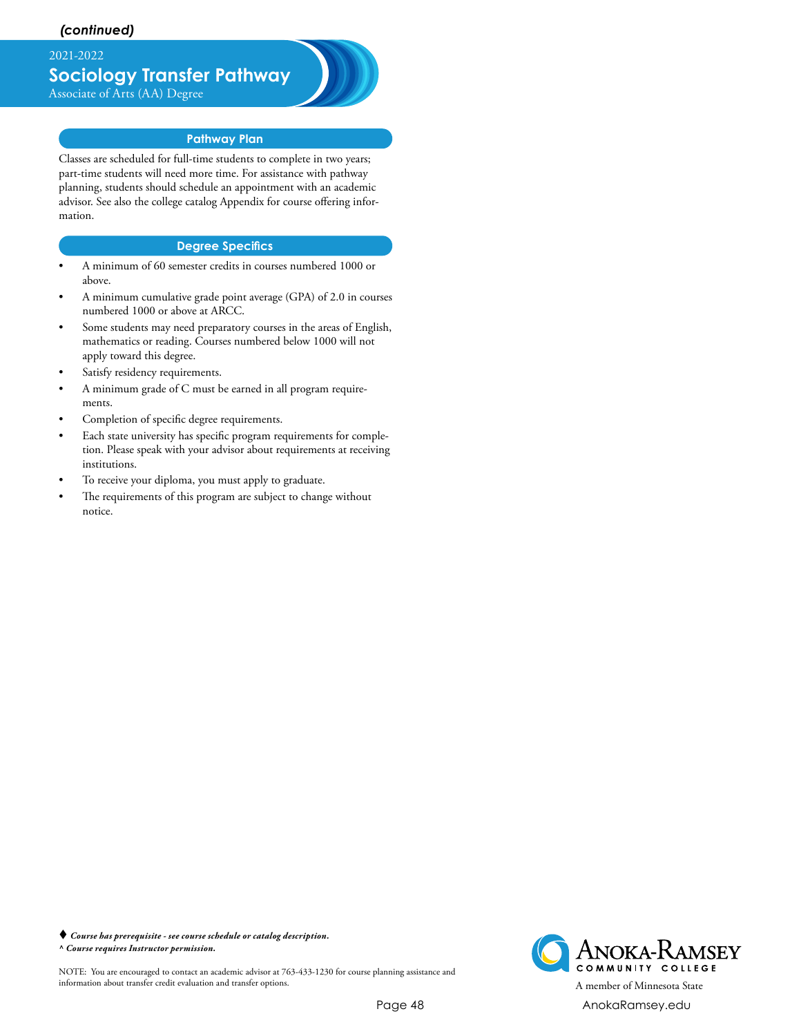*(continued)*

2021-2022

# Sociology Transfer Pathway

Associate of Arts (AA) Degree

## Pathway Plan

Classes are scheduled for full-time students to complete in two years; part-time students will need more time. For assistance with pathway planning, students should schedule an appointment with an academic advisor. See also the college catalog Appendix for course offering information.

## Degree Specifics

- A minimum of 60 semester credits in courses numbered 1000 or above.
- A minimum cumulative grade point average (GPA) of 2.0 in courses numbered 1000 or above at ARCC.
- Some students may need preparatory courses in the areas of English, mathematics or reading. Courses numbered below 1000 will not apply toward this degree.
- Satisfy residency requirements.
- A minimum grade of C must be earned in all program requirements.
- Completion of specific degree requirements.
- Each state university has specific program requirements for completion. Please speak with your advisor about requirements at receiving institutions.
- To receive your diploma, you must apply to graduate.
- The requirements of this program are subject to change without notice.

♦ ***Course has prerequisite - see course schedule or catalog description.***

^ ***Course requires Instructor permission.***

NOTE: You are encouraged to contact an academic advisor at 763-433-1230 for course planning assistance and information about transfer credit evaluation and transfer options.

Anoka-Ramsey Community College

A member of Minnesota State

AnokaRamsey.edu